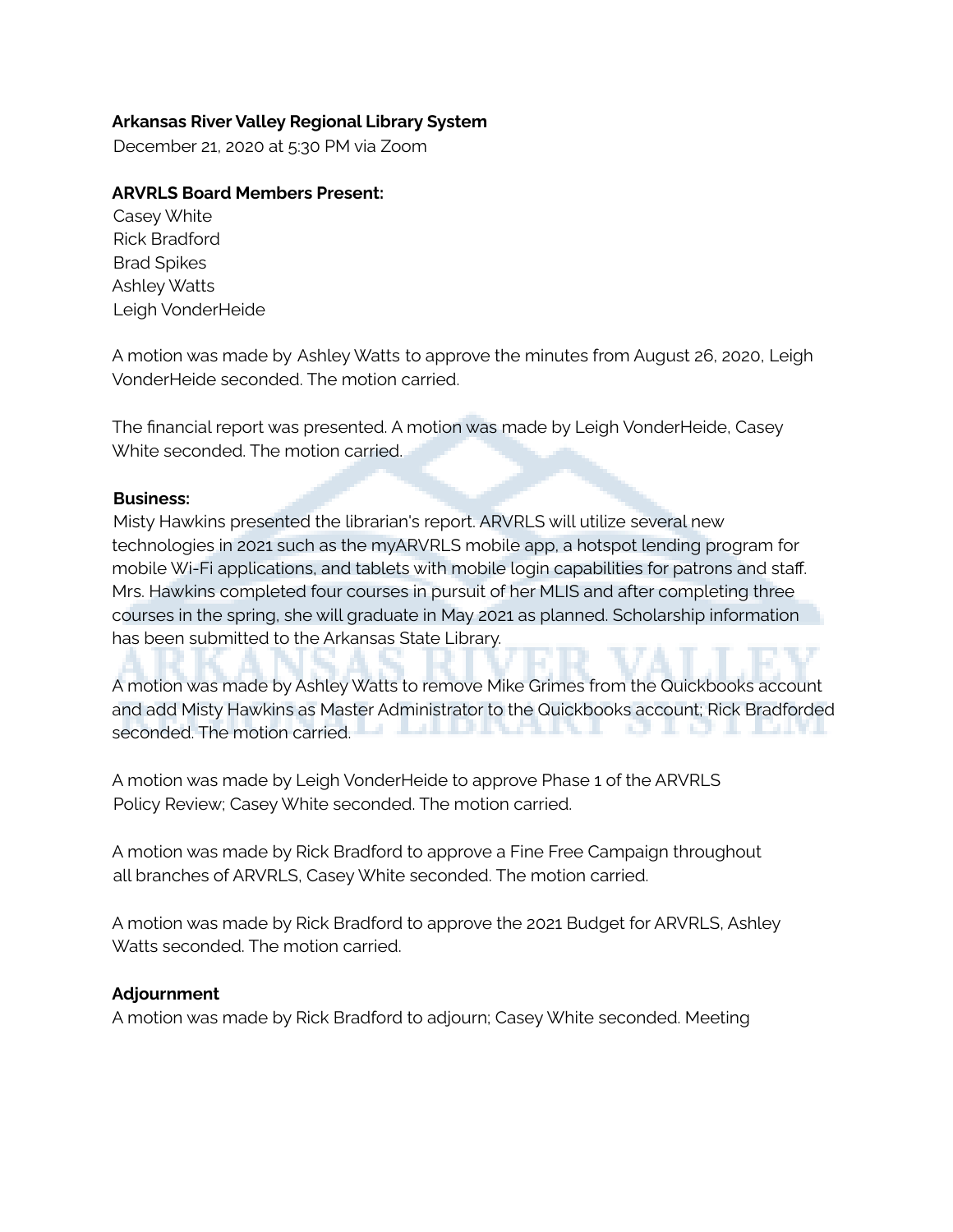**Arkansas River Valley Regional Library System**
December 21, 2020 at 5:30 PM via Zoom

**ARVRLS Board Members Present:**
Casey White
Rick Bradford
Brad Spikes
Ashley Watts
Leigh VonderHeide

A motion was made by Ashley Watts to approve the minutes from August 26, 2020, Leigh VonderHeide seconded. The motion carried.

The financial report was presented. A motion was made by Leigh VonderHeide, Casey White seconded. The motion carried.

**Business:**
Misty Hawkins presented the librarian's report. ARVRLS will utilize several new technologies in 2021 such as the myARVRLS mobile app, a hotspot lending program for mobile Wi-Fi applications, and tablets with mobile login capabilities for patrons and staff. Mrs. Hawkins completed four courses in pursuit of her MLIS and after completing three courses in the spring, she will graduate in May 2021 as planned. Scholarship information has been submitted to the Arkansas State Library.

A motion was made by Ashley Watts to remove Mike Grimes from the Quickbooks account and add Misty Hawkins as Master Administrator to the Quickbooks account; Rick Bradforded seconded. The motion carried.

A motion was made by Leigh VonderHeide to approve Phase 1 of the ARVRLS Policy Review; Casey White seconded. The motion carried.

A motion was made by Rick Bradford to approve a Fine Free Campaign throughout all branches of ARVRLS, Casey White seconded. The motion carried.

A motion was made by Rick Bradford to approve the 2021 Budget for ARVRLS, Ashley Watts seconded. The motion carried.

**Adjournment**
A motion was made by Rick Bradford to adjourn; Casey White seconded. Meeting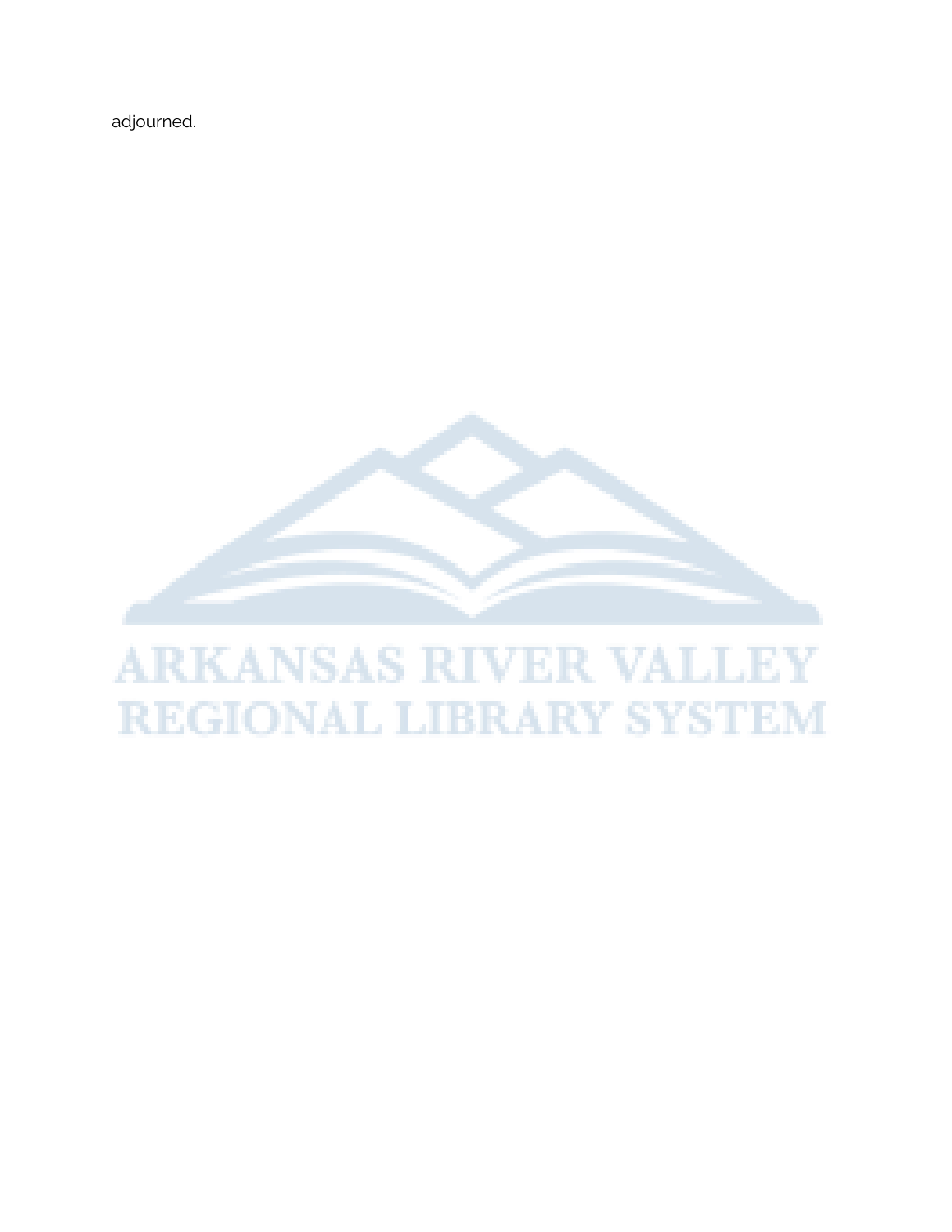adjourned.